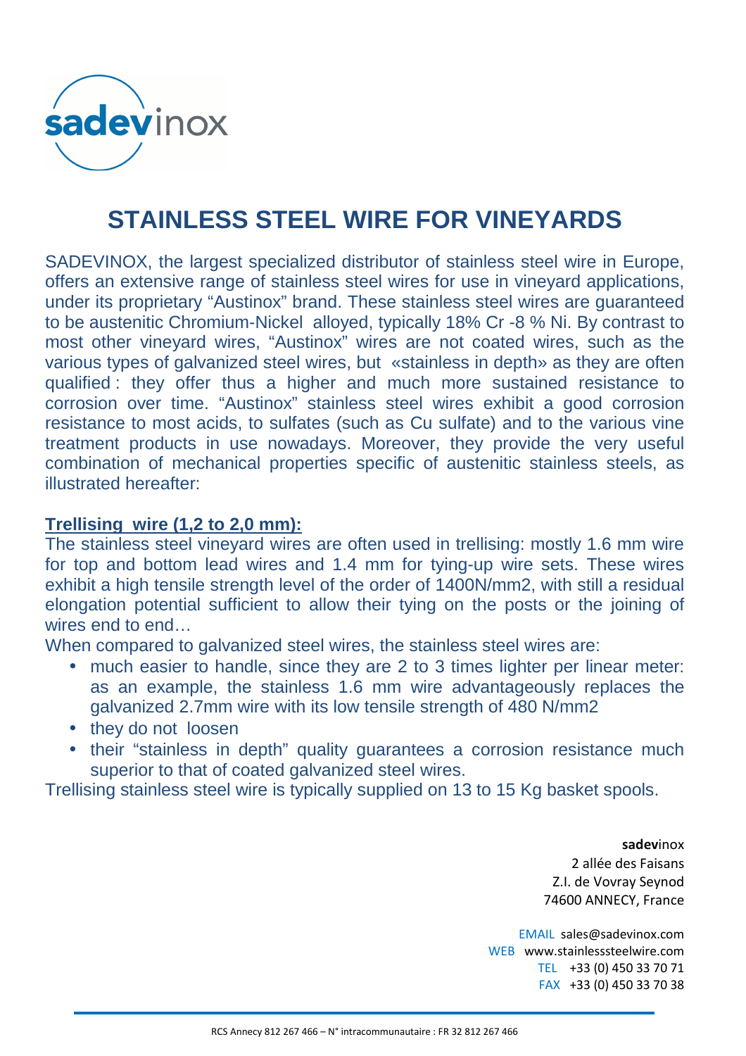sadevinox

# STAINLESS STEEL WIRE FOR VINEYARDS

SADEVINOX, the largest specialized distributor of stainless steel wire in Europe, offers an extensive range of stainless steel wires for use in vineyard applications, under its proprietary “Austinox” brand. These stainless steel wires are guaranteed to be austenitic Chromium-Nickel alloyed, typically 18% Cr -8 % Ni. By contrast to most other vineyard wires, “Austinox” wires are not coated wires, such as the various types of galvanized steel wires, but «stainless in depth» as they are often qualified : they offer thus a higher and much more sustained resistance to corrosion over time. “Austinox” stainless steel wires exhibit a good corrosion resistance to most acids, to sulfates (such as Cu sulfate) and to the various vine treatment products in use nowadays. Moreover, they provide the very useful combination of mechanical properties specific of austenitic stainless steels, as illustrated hereafter:

**Trellising wire (1,2 to 2,0 mm):**

The stainless steel vineyard wires are often used in trellising: mostly 1.6 mm wire for top and bottom lead wires and 1.4 mm for tying-up wire sets. These wires exhibit a high tensile strength level of the order of 1400N/mm2, with still a residual elongation potential sufficient to allow their tying on the posts or the joining of wires end to end…

When compared to galvanized steel wires, the stainless steel wires are:

- much easier to handle, since they are 2 to 3 times lighter per linear meter: as an example, the stainless 1.6 mm wire advantageously replaces the galvanized 2.7mm wire with its low tensile strength of 480 N/mm2
- they do not loosen
- their “stainless in depth” quality guarantees a corrosion resistance much superior to that of coated galvanized steel wires.

Trellising stainless steel wire is typically supplied on 13 to 15 Kg basket spools.

**sadev**inox
2 allée des Faisans
Z.I. de Vovray Seynod
74600 ANNECY, France

EMAIL sales@sadevinox.com
WEB www.stainlesssteelwire.com
TEL +33 (0) 450 33 70 71
FAX +33 (0) 450 33 70 38

RCS Annecy 812 267 466 – N° intracommunautaire : FR 32 812 267 466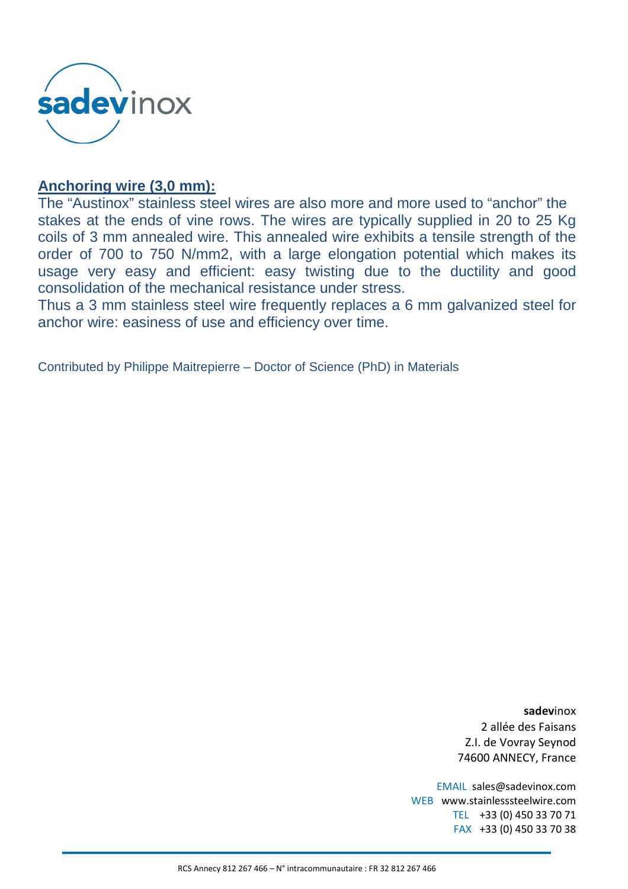**Anchoring wire (3,0 mm):**

The “Austinox” stainless steel wires are also more and more used to “anchor” the stakes at the ends of vine rows. The wires are typically supplied in 20 to 25 Kg coils of 3 mm annealed wire. This annealed wire exhibits a tensile strength of the order of 700 to 750 N/mm2, with a large elongation potential which makes its usage very easy and efficient: easy twisting due to the ductility and good consolidation of the mechanical resistance under stress.

Thus a 3 mm stainless steel wire frequently replaces a 6 mm galvanized steel for anchor wire: easiness of use and efficiency over time.

Contributed by Philippe Maitrepierre – Doctor of Science (PhD) in Materials

**sadev**inox
2 allée des Faisans
Z.I. de Vovray Seynod
74600 ANNECY, France

EMAIL sales@sadevinox.com
WEB www.stainlesssteelwire.com
TEL +33 (0) 450 33 70 71
FAX +33 (0) 450 33 70 38

RCS Annecy 812 267 466 – N° intracommunautaire : FR 32 812 267 466